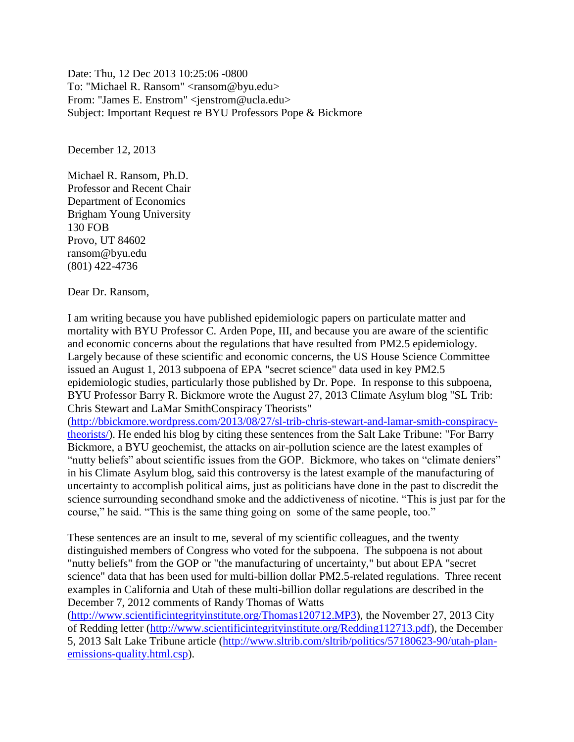Date: Thu, 12 Dec 2013 10:25:06 -0800
To: "Michael R. Ransom" <ransom@byu.edu>
From: "James E. Enstrom" <jenstrom@ucla.edu>
Subject: Important Request re BYU Professors Pope & Bickmore

December 12, 2013

Michael R. Ransom, Ph.D.
Professor and Recent Chair
Department of Economics
Brigham Young University
130 FOB
Provo, UT 84602
ransom@byu.edu
(801) 422-4736

Dear Dr. Ransom,

I am writing because you have published epidemiologic papers on particulate matter and mortality with BYU Professor C. Arden Pope, III, and because you are aware of the scientific and economic concerns about the regulations that have resulted from PM2.5 epidemiology. Largely because of these scientific and economic concerns, the US House Science Committee issued an August 1, 2013 subpoena of EPA "secret science" data used in key PM2.5 epidemiologic studies, particularly those published by Dr. Pope. In response to this subpoena, BYU Professor Barry R. Bickmore wrote the August 27, 2013 Climate Asylum blog "SL Trib: Chris Stewart and LaMar SmithConspiracy Theorists" (http://bbickmore.wordpress.com/2013/08/27/sl-trib-chris-stewart-and-lamar-smith-conspiracy-theorists/). He ended his blog by citing these sentences from the Salt Lake Tribune: "For Barry Bickmore, a BYU geochemist, the attacks on air-pollution science are the latest examples of "nutty beliefs" about scientific issues from the GOP. Bickmore, who takes on "climate deniers" in his Climate Asylum blog, said this controversy is the latest example of the manufacturing of uncertainty to accomplish political aims, just as politicians have done in the past to discredit the science surrounding secondhand smoke and the addictiveness of nicotine. "This is just par for the course," he said. "This is the same thing going on some of the same people, too."

These sentences are an insult to me, several of my scientific colleagues, and the twenty distinguished members of Congress who voted for the subpoena. The subpoena is not about "nutty beliefs" from the GOP or "the manufacturing of uncertainty," but about EPA "secret science" data that has been used for multi-billion dollar PM2.5-related regulations. Three recent examples in California and Utah of these multi-billion dollar regulations are described in the December 7, 2012 comments of Randy Thomas of Watts (http://www.scientificintegrityinstitute.org/Thomas120712.MP3), the November 27, 2013 City of Redding letter (http://www.scientificintegrityinstitute.org/Redding112713.pdf), the December 5, 2013 Salt Lake Tribune article (http://www.sltrib.com/sltrib/politics/57180623-90/utah-plan-emissions-quality.html.csp).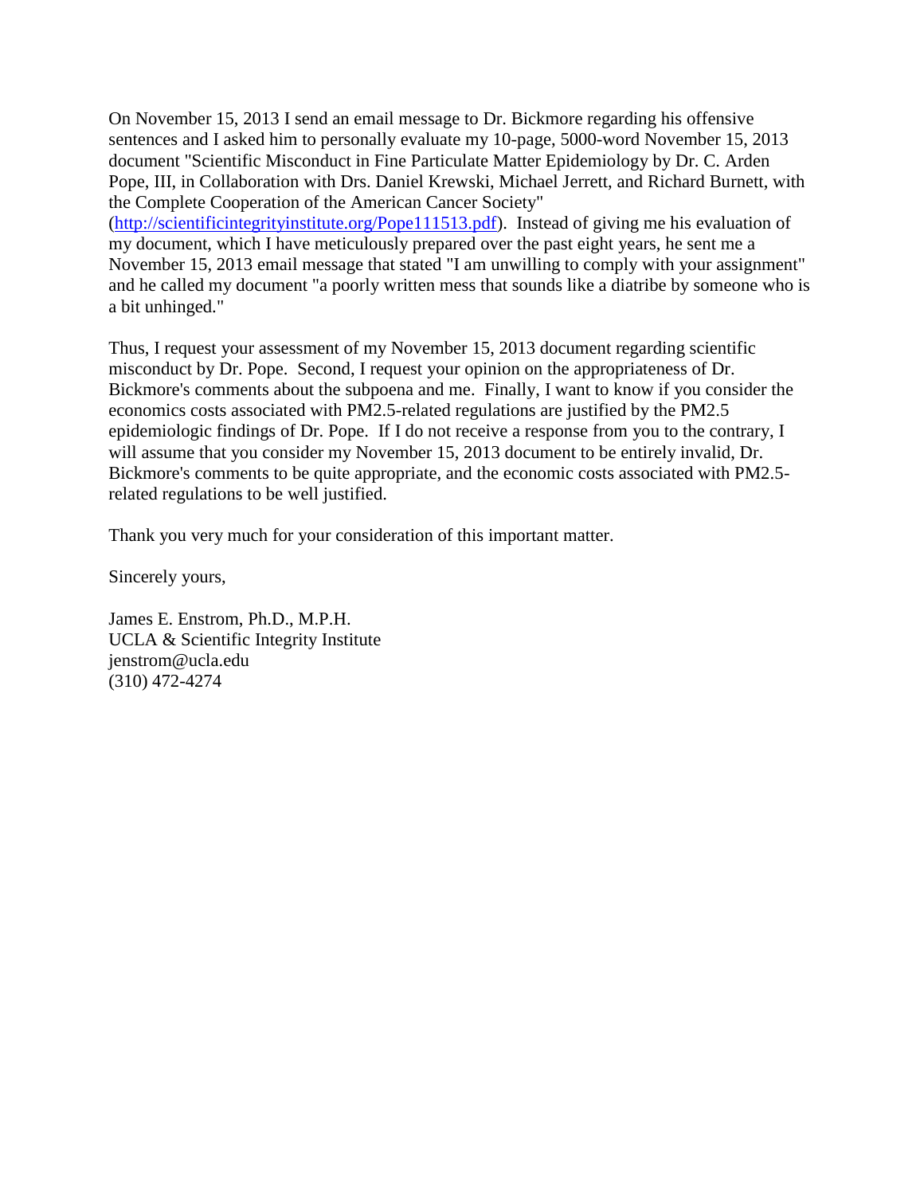On November 15, 2013 I send an email message to Dr. Bickmore regarding his offensive sentences and I asked him to personally evaluate my 10-page, 5000-word November 15, 2013 document "Scientific Misconduct in Fine Particulate Matter Epidemiology by Dr. C. Arden Pope, III, in Collaboration with Drs. Daniel Krewski, Michael Jerrett, and Richard Burnett, with the Complete Cooperation of the American Cancer Society" (http://scientificintegrityinstitute.org/Pope111513.pdf). Instead of giving me his evaluation of my document, which I have meticulously prepared over the past eight years, he sent me a November 15, 2013 email message that stated "I am unwilling to comply with your assignment" and he called my document "a poorly written mess that sounds like a diatribe by someone who is a bit unhinged."

Thus, I request your assessment of my November 15, 2013 document regarding scientific misconduct by Dr. Pope. Second, I request your opinion on the appropriateness of Dr. Bickmore's comments about the subpoena and me. Finally, I want to know if you consider the economics costs associated with PM2.5-related regulations are justified by the PM2.5 epidemiologic findings of Dr. Pope. If I do not receive a response from you to the contrary, I will assume that you consider my November 15, 2013 document to be entirely invalid, Dr. Bickmore's comments to be quite appropriate, and the economic costs associated with PM2.5-related regulations to be well justified.

Thank you very much for your consideration of this important matter.

Sincerely yours,

James E. Enstrom, Ph.D., M.P.H.
UCLA & Scientific Integrity Institute
jenstrom@ucla.edu
(310) 472-4274